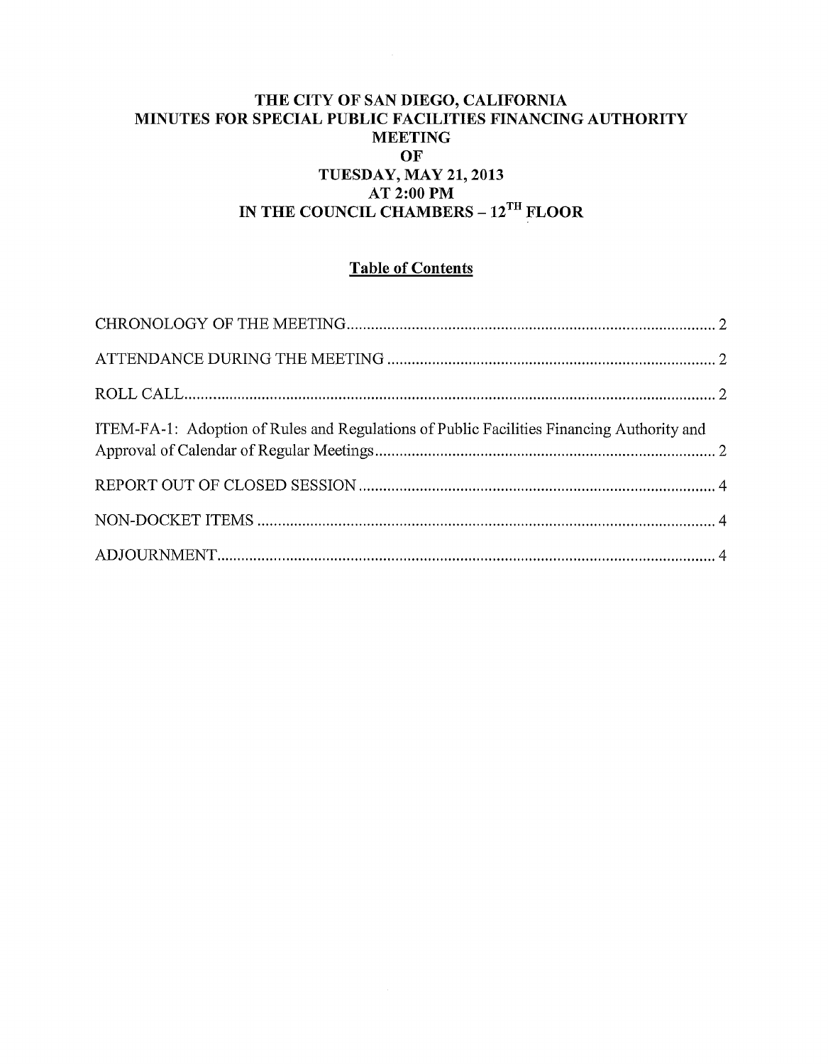# THE CITY OF SAN DIEGO, CALIFORNIA
# MINUTES FOR SPECIAL PUBLIC FACILITIES FINANCING AUTHORITY MEETING
# OF
# TUESDAY, MAY 21, 2013
# AT 2:00 PM
# IN THE COUNCIL CHAMBERS – 12TH FLOOR

## Table of Contents

CHRONOLOGY OF THE MEETING ........................................................................................ 2

ATTENDANCE DURING THE MEETING ............................................................................... 2

ROLL CALL................................................................................................................................. 2

ITEM-FA-1: Adoption of Rules and Regulations of Public Facilities Financing Authority and Approval of Calendar of Regular Meetings .................................................................................. 2

REPORT OUT OF CLOSED SESSION ...................................................................................... 4

NON-DOCKET ITEMS ............................................................................................................... 4

ADJOURNMENT......................................................................................................................... 4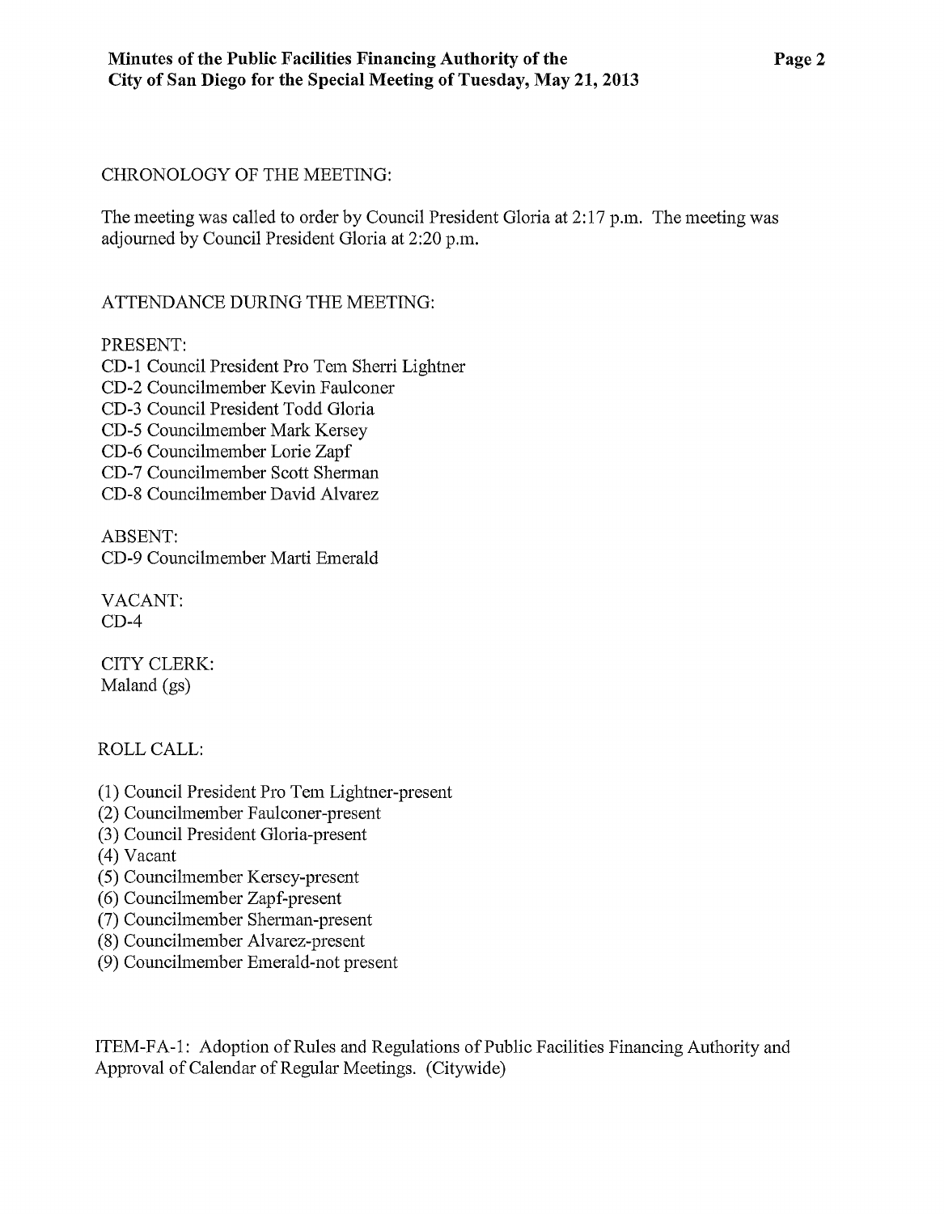CHRONOLOGY OF THE MEETING:

The meeting was called to order by Council President Gloria at 2:17 p.m. The meeting was adjourned by Council President Gloria at 2:20 p.m.

ATTENDANCE DURING THE MEETING:

PRESENT:
CD-1 Council President Pro Tem Sherri Lightner
CD-2 Councilmember Kevin Faulconer
CD-3 Council President Todd Gloria
CD-5 Councilmember Mark Kersey
CD-6 Councilmember Lorie Zapf
CD-7 Councilmember Scott Sherman
CD-8 Councilmember David Alvarez

ABSENT:
CD-9 Councilmember Marti Emerald

VACANT:
CD-4

CITY CLERK:
Maland (gs)

ROLL CALL:

(1) Council President Pro Tem Lightner-present
(2) Councilmember Faulconer-present
(3) Council President Gloria-present
(4) Vacant
(5) Councilmember Kersey-present
(6) Councilmember Zapf-present
(7) Councilmember Sherman-present
(8) Councilmember Alvarez-present
(9) Councilmember Emerald-not present

ITEM-FA-1: Adoption of Rules and Regulations of Public Facilities Financing Authority and Approval of Calendar of Regular Meetings. (Citywide)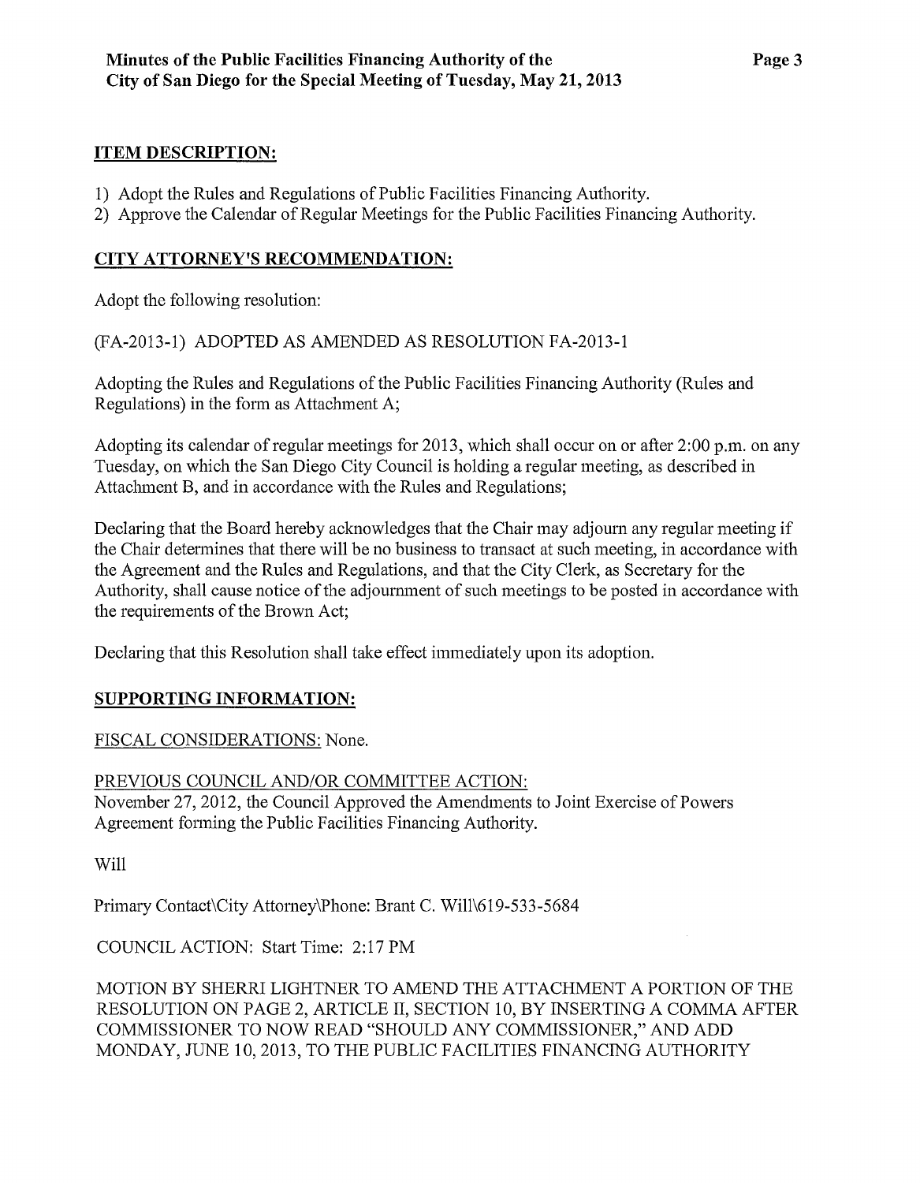**ITEM DESCRIPTION:**

1) Adopt the Rules and Regulations of Public Facilities Financing Authority.
2) Approve the Calendar of Regular Meetings for the Public Facilities Financing Authority.

**CITY ATTORNEY'S RECOMMENDATION:**

Adopt the following resolution:

(FA-2013-1) ADOPTED AS AMENDED AS RESOLUTION FA-2013-1

Adopting the Rules and Regulations of the Public Facilities Financing Authority (Rules and Regulations) in the form as Attachment A;

Adopting its calendar of regular meetings for 2013, which shall occur on or after 2:00 p.m. on any Tuesday, on which the San Diego City Council is holding a regular meeting, as described in Attachment B, and in accordance with the Rules and Regulations;

Declaring that the Board hereby acknowledges that the Chair may adjourn any regular meeting if the Chair determines that there will be no business to transact at such meeting, in accordance with the Agreement and the Rules and Regulations, and that the City Clerk, as Secretary for the Authority, shall cause notice of the adjournment of such meetings to be posted in accordance with the requirements of the Brown Act;

Declaring that this Resolution shall take effect immediately upon its adoption.

**SUPPORTING INFORMATION:**

FISCAL CONSIDERATIONS: None.

PREVIOUS COUNCIL AND/OR COMMITTEE ACTION:
November 27, 2012, the Council Approved the Amendments to Joint Exercise of Powers Agreement forming the Public Facilities Financing Authority.

Will

Primary Contact\City Attorney\Phone: Brant C. Will\619-533-5684

COUNCIL ACTION: Start Time: 2:17 PM

MOTION BY SHERRI LIGHTNER TO AMEND THE ATTACHMENT A PORTION OF THE RESOLUTION ON PAGE 2, ARTICLE II, SECTION 10, BY INSERTING A COMMA AFTER COMMISSIONER TO NOW READ "SHOULD ANY COMMISSIONER," AND ADD MONDAY, JUNE 10, 2013, TO THE PUBLIC FACILITIES FINANCING AUTHORITY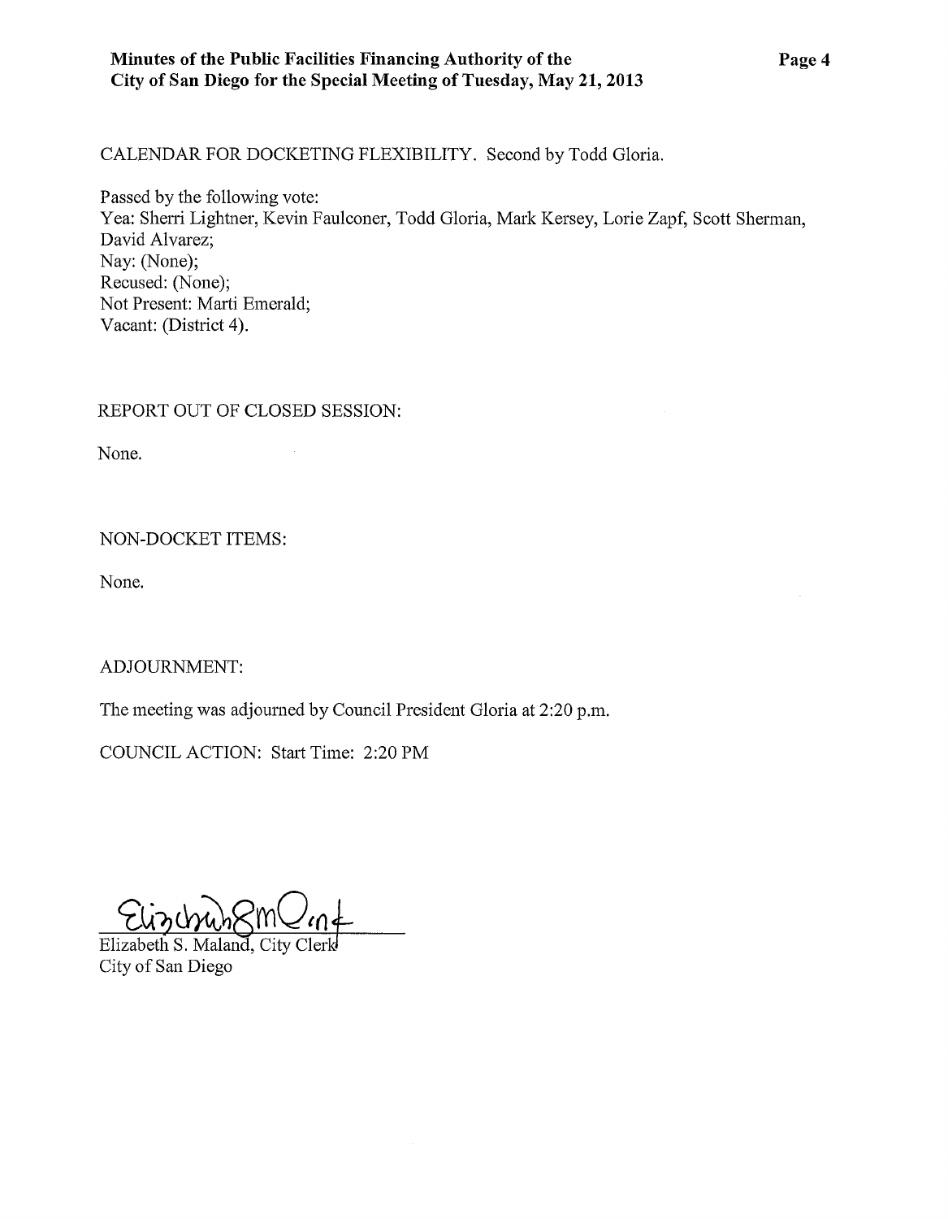CALENDAR FOR DOCKETING FLEXIBILITY. Second by Todd Gloria.

Passed by the following vote:
Yea: Sherri Lightner, Kevin Faulconer, Todd Gloria, Mark Kersey, Lorie Zapf, Scott Sherman, David Alvarez;
Nay: (None);
Recused: (None);
Not Present: Marti Emerald;
Vacant: (District 4).

REPORT OUT OF CLOSED SESSION:

None.

NON-DOCKET ITEMS:

None.

ADJOURNMENT:

The meeting was adjourned by Council President Gloria at 2:20 p.m.

COUNCIL ACTION: Start Time: 2:20 PM

Elizabeth S. Maland, City Clerk
City of San Diego